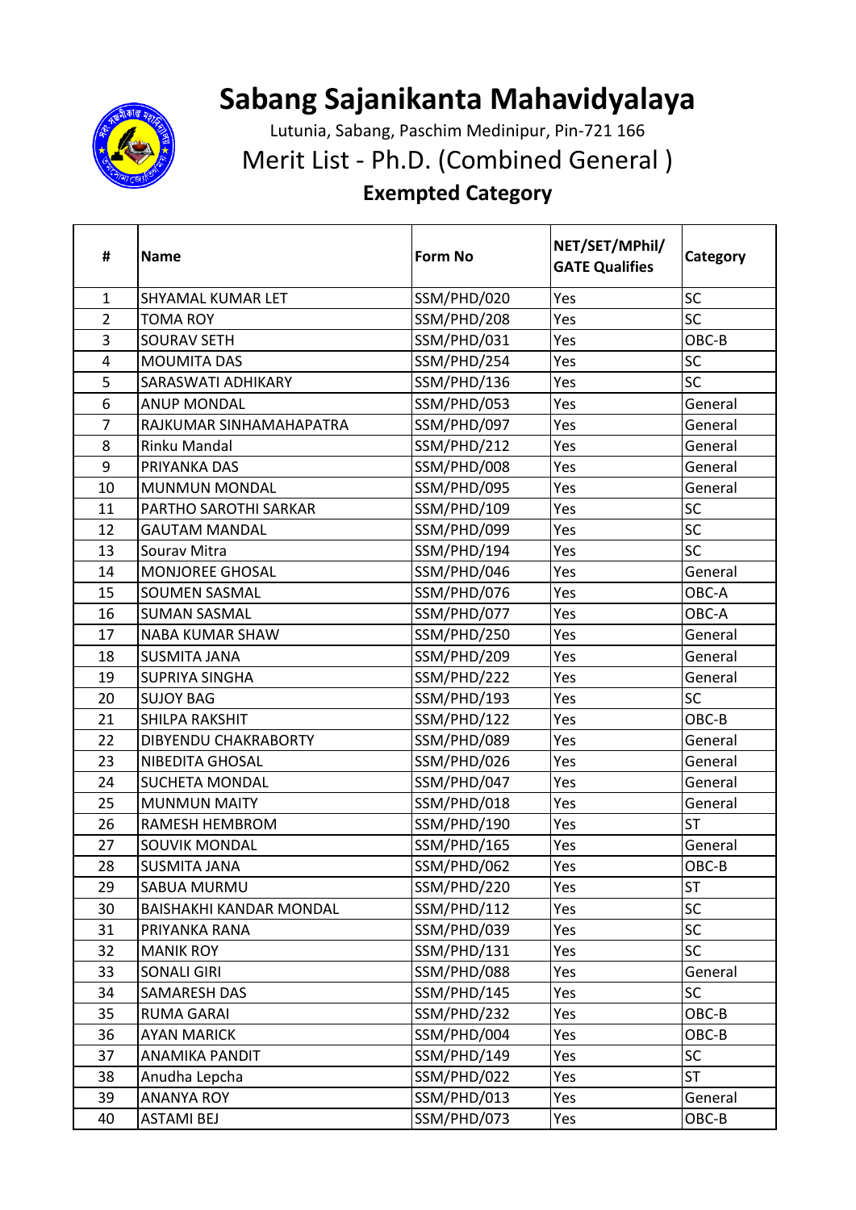# Sabang Sajanikanta Mahavidyalaya

Lutunia, Sabang, Paschim Medinipur, Pin-721 166

## Merit List - Ph.D. (Combined General )

### Exempted Category

| # | Name | Form No | NET/SET/MPhil/ GATE Qualifies | Category |
|---|---|---|---|---|
| 1 | SHYAMAL KUMAR LET | SSM/PHD/020 | Yes | SC |
| 2 | TOMA ROY | SSM/PHD/208 | Yes | SC |
| 3 | SOURAV SETH | SSM/PHD/031 | Yes | OBC-B |
| 4 | MOUMITA DAS | SSM/PHD/254 | Yes | SC |
| 5 | SARASWATI ADHIKARY | SSM/PHD/136 | Yes | SC |
| 6 | ANUP MONDAL | SSM/PHD/053 | Yes | General |
| 7 | RAJKUMAR SINHAMAHAPATRA | SSM/PHD/097 | Yes | General |
| 8 | Rinku Mandal | SSM/PHD/212 | Yes | General |
| 9 | PRIYANKA DAS | SSM/PHD/008 | Yes | General |
| 10 | MUNMUN MONDAL | SSM/PHD/095 | Yes | General |
| 11 | PARTHO SAROTHI SARKAR | SSM/PHD/109 | Yes | SC |
| 12 | GAUTAM MANDAL | SSM/PHD/099 | Yes | SC |
| 13 | Sourav Mitra | SSM/PHD/194 | Yes | SC |
| 14 | MONJOREE GHOSAL | SSM/PHD/046 | Yes | General |
| 15 | SOUMEN SASMAL | SSM/PHD/076 | Yes | OBC-A |
| 16 | SUMAN SASMAL | SSM/PHD/077 | Yes | OBC-A |
| 17 | NABA KUMAR SHAW | SSM/PHD/250 | Yes | General |
| 18 | SUSMITA JANA | SSM/PHD/209 | Yes | General |
| 19 | SUPRIYA SINGHA | SSM/PHD/222 | Yes | General |
| 20 | SUJOY BAG | SSM/PHD/193 | Yes | SC |
| 21 | SHILPA RAKSHIT | SSM/PHD/122 | Yes | OBC-B |
| 22 | DIBYENDU CHAKRABORTY | SSM/PHD/089 | Yes | General |
| 23 | NIBEDITA GHOSAL | SSM/PHD/026 | Yes | General |
| 24 | SUCHETA MONDAL | SSM/PHD/047 | Yes | General |
| 25 | MUNMUN MAITY | SSM/PHD/018 | Yes | General |
| 26 | RAMESH HEMBROM | SSM/PHD/190 | Yes | ST |
| 27 | SOUVIK MONDAL | SSM/PHD/165 | Yes | General |
| 28 | SUSMITA JANA | SSM/PHD/062 | Yes | OBC-B |
| 29 | SABUA MURMU | SSM/PHD/220 | Yes | ST |
| 30 | BAISHAKHI KANDAR MONDAL | SSM/PHD/112 | Yes | SC |
| 31 | PRIYANKA RANA | SSM/PHD/039 | Yes | SC |
| 32 | MANIK ROY | SSM/PHD/131 | Yes | SC |
| 33 | SONALI GIRI | SSM/PHD/088 | Yes | General |
| 34 | SAMARESH DAS | SSM/PHD/145 | Yes | SC |
| 35 | RUMA GARAI | SSM/PHD/232 | Yes | OBC-B |
| 36 | AYAN MARICK | SSM/PHD/004 | Yes | OBC-B |
| 37 | ANAMIKA PANDIT | SSM/PHD/149 | Yes | SC |
| 38 | Anudha Lepcha | SSM/PHD/022 | Yes | ST |
| 39 | ANANYA ROY | SSM/PHD/013 | Yes | General |
| 40 | ASTAMI BEJ | SSM/PHD/073 | Yes | OBC-B |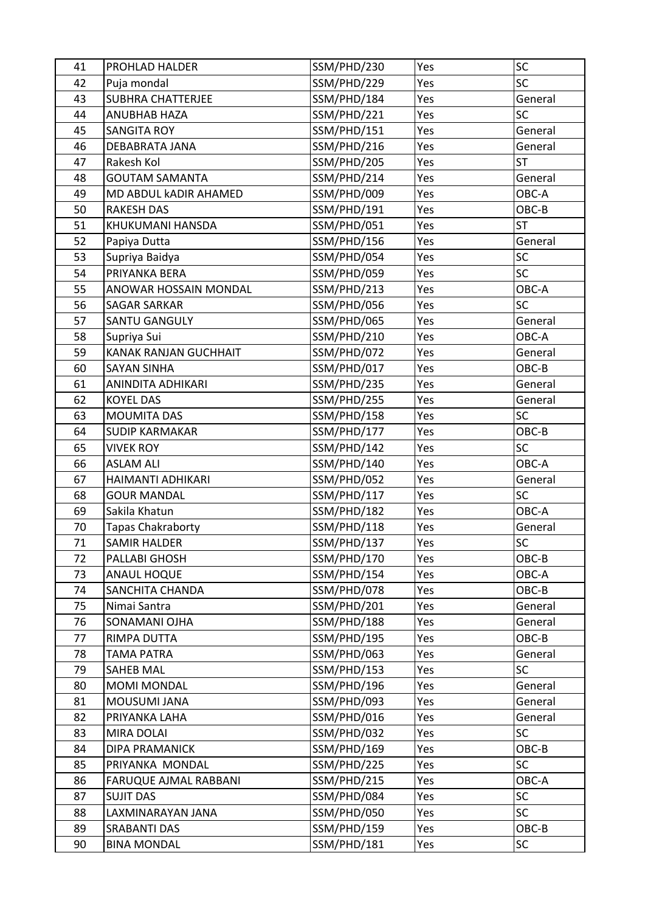| 41 | PROHLAD HALDER | SSM/PHD/230 | Yes | SC |
|---|---|---|---|---|
| 42 | Puja mondal | SSM/PHD/229 | Yes | SC |
| 43 | SUBHRA CHATTERJEE | SSM/PHD/184 | Yes | General |
| 44 | ANUBHAB HAZA | SSM/PHD/221 | Yes | SC |
| 45 | SANGITA ROY | SSM/PHD/151 | Yes | General |
| 46 | DEBABRATA JANA | SSM/PHD/216 | Yes | General |
| 47 | Rakesh Kol | SSM/PHD/205 | Yes | ST |
| 48 | GOUTAM SAMANTA | SSM/PHD/214 | Yes | General |
| 49 | MD ABDUL kADIR AHAMED | SSM/PHD/009 | Yes | OBC-A |
| 50 | RAKESH DAS | SSM/PHD/191 | Yes | OBC-B |
| 51 | KHUKUMANI HANSDA | SSM/PHD/051 | Yes | ST |
| 52 | Papiya Dutta | SSM/PHD/156 | Yes | General |
| 53 | Supriya Baidya | SSM/PHD/054 | Yes | SC |
| 54 | PRIYANKA BERA | SSM/PHD/059 | Yes | SC |
| 55 | ANOWAR HOSSAIN MONDAL | SSM/PHD/213 | Yes | OBC-A |
| 56 | SAGAR SARKAR | SSM/PHD/056 | Yes | SC |
| 57 | SANTU GANGULY | SSM/PHD/065 | Yes | General |
| 58 | Supriya Sui | SSM/PHD/210 | Yes | OBC-A |
| 59 | KANAK RANJAN GUCHHAIT | SSM/PHD/072 | Yes | General |
| 60 | SAYAN SINHA | SSM/PHD/017 | Yes | OBC-B |
| 61 | ANINDITA ADHIKARI | SSM/PHD/235 | Yes | General |
| 62 | KOYEL DAS | SSM/PHD/255 | Yes | General |
| 63 | MOUMITA DAS | SSM/PHD/158 | Yes | SC |
| 64 | SUDIP KARMAKAR | SSM/PHD/177 | Yes | OBC-B |
| 65 | VIVEK ROY | SSM/PHD/142 | Yes | SC |
| 66 | ASLAM ALI | SSM/PHD/140 | Yes | OBC-A |
| 67 | HAIMANTI ADHIKARI | SSM/PHD/052 | Yes | General |
| 68 | GOUR MANDAL | SSM/PHD/117 | Yes | SC |
| 69 | Sakila Khatun | SSM/PHD/182 | Yes | OBC-A |
| 70 | Tapas Chakraborty | SSM/PHD/118 | Yes | General |
| 71 | SAMIR HALDER | SSM/PHD/137 | Yes | SC |
| 72 | PALLABI GHOSH | SSM/PHD/170 | Yes | OBC-B |
| 73 | ANAUL HOQUE | SSM/PHD/154 | Yes | OBC-A |
| 74 | SANCHITA CHANDA | SSM/PHD/078 | Yes | OBC-B |
| 75 | Nimai Santra | SSM/PHD/201 | Yes | General |
| 76 | SONAMANI OJHA | SSM/PHD/188 | Yes | General |
| 77 | RIMPA DUTTA | SSM/PHD/195 | Yes | OBC-B |
| 78 | TAMA PATRA | SSM/PHD/063 | Yes | General |
| 79 | SAHEB MAL | SSM/PHD/153 | Yes | SC |
| 80 | MOMI MONDAL | SSM/PHD/196 | Yes | General |
| 81 | MOUSUMI JANA | SSM/PHD/093 | Yes | General |
| 82 | PRIYANKA LAHA | SSM/PHD/016 | Yes | General |
| 83 | MIRA DOLAI | SSM/PHD/032 | Yes | SC |
| 84 | DIPA PRAMANICK | SSM/PHD/169 | Yes | OBC-B |
| 85 | PRIYANKA MONDAL | SSM/PHD/225 | Yes | SC |
| 86 | FARUQUE AJMAL RABBANI | SSM/PHD/215 | Yes | OBC-A |
| 87 | SUJIT DAS | SSM/PHD/084 | Yes | SC |
| 88 | LAXMINARAYAN JANA | SSM/PHD/050 | Yes | SC |
| 89 | SRABANTI DAS | SSM/PHD/159 | Yes | OBC-B |
| 90 | BINA MONDAL | SSM/PHD/181 | Yes | SC |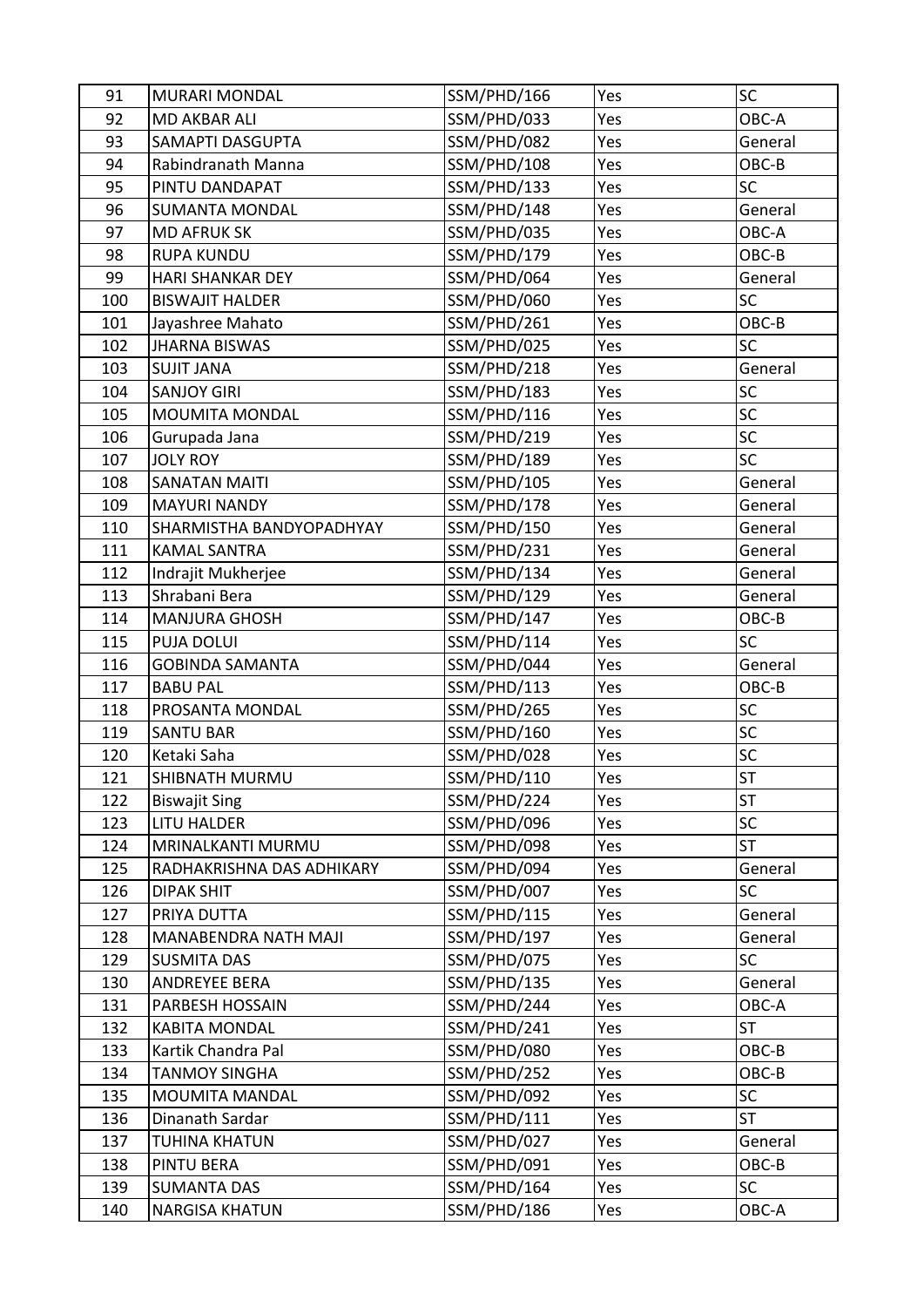| 91 | MURARI MONDAL | SSM/PHD/166 | Yes | SC |
|---|---|---|---|---|
| 92 | MD AKBAR ALI | SSM/PHD/033 | Yes | OBC-A |
| 93 | SAMAPTI DASGUPTA | SSM/PHD/082 | Yes | General |
| 94 | Rabindranath Manna | SSM/PHD/108 | Yes | OBC-B |
| 95 | PINTU DANDAPAT | SSM/PHD/133 | Yes | SC |
| 96 | SUMANTA MONDAL | SSM/PHD/148 | Yes | General |
| 97 | MD AFRUK SK | SSM/PHD/035 | Yes | OBC-A |
| 98 | RUPA KUNDU | SSM/PHD/179 | Yes | OBC-B |
| 99 | HARI SHANKAR DEY | SSM/PHD/064 | Yes | General |
| 100 | BISWAJIT HALDER | SSM/PHD/060 | Yes | SC |
| 101 | Jayashree Mahato | SSM/PHD/261 | Yes | OBC-B |
| 102 | JHARNA BISWAS | SSM/PHD/025 | Yes | SC |
| 103 | SUJIT JANA | SSM/PHD/218 | Yes | General |
| 104 | SANJOY GIRI | SSM/PHD/183 | Yes | SC |
| 105 | MOUMITA MONDAL | SSM/PHD/116 | Yes | SC |
| 106 | Gurupada Jana | SSM/PHD/219 | Yes | SC |
| 107 | JOLY ROY | SSM/PHD/189 | Yes | SC |
| 108 | SANATAN MAITI | SSM/PHD/105 | Yes | General |
| 109 | MAYURI NANDY | SSM/PHD/178 | Yes | General |
| 110 | SHARMISTHA BANDYOPADHYAY | SSM/PHD/150 | Yes | General |
| 111 | KAMAL SANTRA | SSM/PHD/231 | Yes | General |
| 112 | Indrajit Mukherjee | SSM/PHD/134 | Yes | General |
| 113 | Shrabani Bera | SSM/PHD/129 | Yes | General |
| 114 | MANJURA GHOSH | SSM/PHD/147 | Yes | OBC-B |
| 115 | PUJA DOLUI | SSM/PHD/114 | Yes | SC |
| 116 | GOBINDA SAMANTA | SSM/PHD/044 | Yes | General |
| 117 | BABU PAL | SSM/PHD/113 | Yes | OBC-B |
| 118 | PROSANTA MONDAL | SSM/PHD/265 | Yes | SC |
| 119 | SANTU BAR | SSM/PHD/160 | Yes | SC |
| 120 | Ketaki Saha | SSM/PHD/028 | Yes | SC |
| 121 | SHIBNATH MURMU | SSM/PHD/110 | Yes | ST |
| 122 | Biswajit Sing | SSM/PHD/224 | Yes | ST |
| 123 | LITU HALDER | SSM/PHD/096 | Yes | SC |
| 124 | MRINALKANTI MURMU | SSM/PHD/098 | Yes | ST |
| 125 | RADHAKRISHNA DAS ADHIKARY | SSM/PHD/094 | Yes | General |
| 126 | DIPAK SHIT | SSM/PHD/007 | Yes | SC |
| 127 | PRIYA DUTTA | SSM/PHD/115 | Yes | General |
| 128 | MANABENDRA NATH MAJI | SSM/PHD/197 | Yes | General |
| 129 | SUSMITA DAS | SSM/PHD/075 | Yes | SC |
| 130 | ANDREYEE BERA | SSM/PHD/135 | Yes | General |
| 131 | PARBESH HOSSAIN | SSM/PHD/244 | Yes | OBC-A |
| 132 | KABITA MONDAL | SSM/PHD/241 | Yes | ST |
| 133 | Kartik Chandra Pal | SSM/PHD/080 | Yes | OBC-B |
| 134 | TANMOY SINGHA | SSM/PHD/252 | Yes | OBC-B |
| 135 | MOUMITA MANDAL | SSM/PHD/092 | Yes | SC |
| 136 | Dinanath Sardar | SSM/PHD/111 | Yes | ST |
| 137 | TUHINA KHATUN | SSM/PHD/027 | Yes | General |
| 138 | PINTU BERA | SSM/PHD/091 | Yes | OBC-B |
| 139 | SUMANTA DAS | SSM/PHD/164 | Yes | SC |
| 140 | NARGISA KHATUN | SSM/PHD/186 | Yes | OBC-A |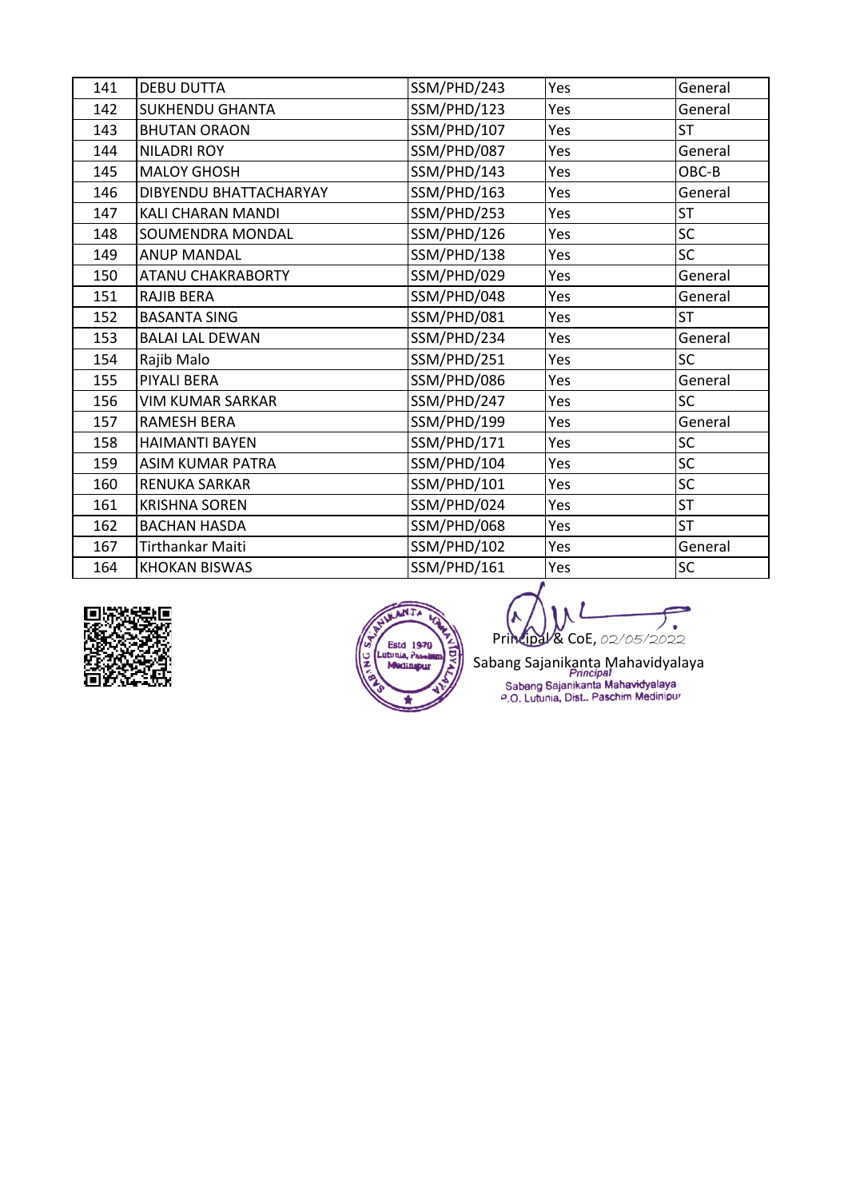| | | | | |
|---|---|---|---|---|
| 141 | DEBU DUTTA | SSM/PHD/243 | Yes | General |
| 142 | SUKHENDU GHANTA | SSM/PHD/123 | Yes | General |
| 143 | BHUTAN ORAON | SSM/PHD/107 | Yes | ST |
| 144 | NILADRI ROY | SSM/PHD/087 | Yes | General |
| 145 | MALOY GHOSH | SSM/PHD/143 | Yes | OBC-B |
| 146 | DIBYENDU BHATTACHARYAY | SSM/PHD/163 | Yes | General |
| 147 | KALI CHARAN MANDI | SSM/PHD/253 | Yes | ST |
| 148 | SOUMENDRA MONDAL | SSM/PHD/126 | Yes | SC |
| 149 | ANUP MANDAL | SSM/PHD/138 | Yes | SC |
| 150 | ATANU CHAKRABORTY | SSM/PHD/029 | Yes | General |
| 151 | RAJIB BERA | SSM/PHD/048 | Yes | General |
| 152 | BASANTA SING | SSM/PHD/081 | Yes | ST |
| 153 | BALAI LAL DEWAN | SSM/PHD/234 | Yes | General |
| 154 | Rajib Malo | SSM/PHD/251 | Yes | SC |
| 155 | PIYALI BERA | SSM/PHD/086 | Yes | General |
| 156 | VIM KUMAR SARKAR | SSM/PHD/247 | Yes | SC |
| 157 | RAMESH BERA | SSM/PHD/199 | Yes | General |
| 158 | HAIMANTI BAYEN | SSM/PHD/171 | Yes | SC |
| 159 | ASIM KUMAR PATRA | SSM/PHD/104 | Yes | SC |
| 160 | RENUKA SARKAR | SSM/PHD/101 | Yes | SC |
| 161 | KRISHNA SOREN | SSM/PHD/024 | Yes | ST |
| 162 | BACHAN HASDA | SSM/PHD/068 | Yes | ST |
| 167 | Tirthankar Maiti | SSM/PHD/102 | Yes | General |
| 164 | KHOKAN BISWAS | SSM/PHD/161 | Yes | SC |

Principal & CoE, 02/05/2022

Sabang Sajanikanta Mahavidyalaya

Principal
Sabang Sajanikanta Mahavidyalaya
P.O. Lutunia, Dist.. Paschim Medinipur